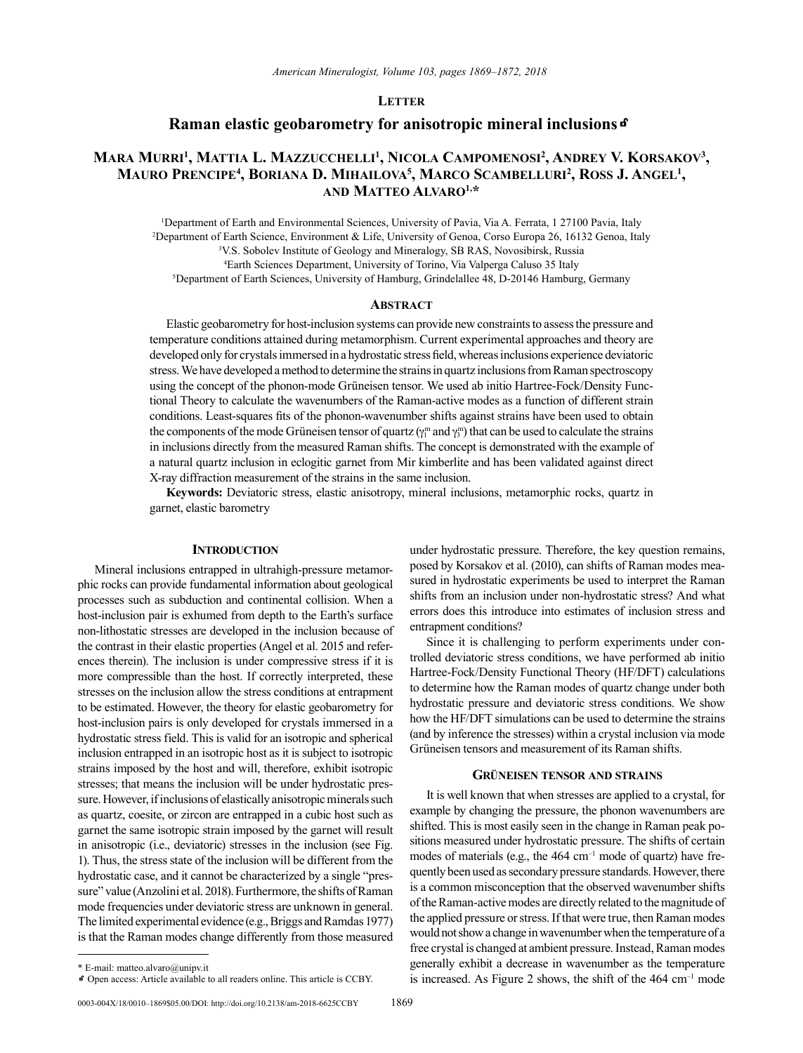**Letter**

# Raman elastic geobarometry for anisotropic mineral inclusions

**Mara Murri[1], Mattia L. Mazzucchelli[1], Nicola Campomenosi[2], Andrey V. Korsakov[3], Mauro Prencipe[4], Boriana D. Mihailova[5], Marco Scambelluri[2], Ross J. Angel[1], and Matteo Alvaro[1,*]**

[1]Department of Earth and Environmental Sciences, University of Pavia, Via A. Ferrata, 1 27100 Pavia, Italy
[2]Department of Earth Science, Environment & Life, University of Genoa, Corso Europa 26, 16132 Genoa, Italy
[3]V.S. Sobolev Institute of Geology and Mineralogy, SB RAS, Novosibirsk, Russia
[4]Earth Sciences Department, University of Torino, Via Valperga Caluso 35 Italy
[5]Department of Earth Sciences, University of Hamburg, Grindelallee 48, D-20146 Hamburg, Germany

## Abstract

Elastic geobarometry for host-inclusion systems can provide new constraints to assess the pressure and temperature conditions attained during metamorphism. Current experimental approaches and theory are developed only for crystals immersed in a hydrostatic stress field, whereas inclusions experience deviatoric stress. We have developed a method to determine the strains in quartz inclusions from Raman spectroscopy using the concept of the phonon-mode Grüneisen tensor. We used ab initio Hartree-Fock/Density Functional Theory to calculate the wavenumbers of the Raman-active modes as a function of different strain conditions. Least-squares fits of the phonon-wavenumber shifts against strains have been used to obtain the components of the mode Grüneisen tensor of quartz ($\gamma_1^m$ and $\gamma_3^m$) that can be used to calculate the strains in inclusions directly from the measured Raman shifts. The concept is demonstrated with the example of a natural quartz inclusion in eclogitic garnet from Mir kimberlite and has been validated against direct X-ray diffraction measurement of the strains in the same inclusion.

**Keywords:** Deviatoric stress, elastic anisotropy, mineral inclusions, metamorphic rocks, quartz in garnet, elastic barometry

## Introduction

Mineral inclusions entrapped in ultrahigh-pressure metamorphic rocks can provide fundamental information about geological processes such as subduction and continental collision. When a host-inclusion pair is exhumed from depth to the Earth's surface non-lithostatic stresses are developed in the inclusion because of the contrast in their elastic properties (Angel et al. 2015 and references therein). The inclusion is under compressive stress if it is more compressible than the host. If correctly interpreted, these stresses on the inclusion allow the stress conditions at entrapment to be estimated. However, the theory for elastic geobarometry for host-inclusion pairs is only developed for crystals immersed in a hydrostatic stress field. This is valid for an isotropic and spherical inclusion entrapped in an isotropic host as it is subject to isotropic strains imposed by the host and will, therefore, exhibit isotropic stresses; that means the inclusion will be under hydrostatic pressure. However, if inclusions of elastically anisotropic minerals such as quartz, coesite, or zircon are entrapped in a cubic host such as garnet the same isotropic strain imposed by the garnet will result in anisotropic (i.e., deviatoric) stresses in the inclusion (see Fig. 1). Thus, the stress state of the inclusion will be different from the hydrostatic case, and it cannot be characterized by a single "pressure" value (Anzolini et al. 2018). Furthermore, the shifts of Raman mode frequencies under deviatoric stress are unknown in general. The limited experimental evidence (e.g., Briggs and Ramdas 1977) is that the Raman modes change differently from those measured under hydrostatic pressure. Therefore, the key question remains, posed by Korsakov et al. (2010), can shifts of Raman modes measured in hydrostatic experiments be used to interpret the Raman shifts from an inclusion under non-hydrostatic stress? And what errors does this introduce into estimates of inclusion stress and entrapment conditions?

Since it is challenging to perform experiments under controlled deviatoric stress conditions, we have performed ab initio Hartree-Fock/Density Functional Theory (HF/DFT) calculations to determine how the Raman modes of quartz change under both hydrostatic pressure and deviatoric stress conditions. We show how the HF/DFT simulations can be used to determine the strains (and by inference the stresses) within a crystal inclusion via mode Grüneisen tensors and measurement of its Raman shifts.

## Grüneisen tensor and strains

It is well known that when stresses are applied to a crystal, for example by changing the pressure, the phonon wavenumbers are shifted. This is most easily seen in the change in Raman peak positions measured under hydrostatic pressure. The shifts of certain modes of materials (e.g., the 464 cm$^{-1}$ mode of quartz) have frequently been used as secondary pressure standards. However, there is a common misconception that the observed wavenumber shifts of the Raman-active modes are directly related to the magnitude of the applied pressure or stress. If that were true, then Raman modes would not show a change in wavenumber when the temperature of a free crystal is changed at ambient pressure. Instead, Raman modes generally exhibit a decrease in wavenumber as the temperature is increased. As Figure 2 shows, the shift of the 464 cm$^{-1}$ mode

* E-mail: matteo.alvaro@unipv.it
Open access: Article available to all readers online. This article is CCBY.

0003-004X/18/0010–1869$05.00/DOI: http://doi.org/10.2138/am-2018-6625CCBY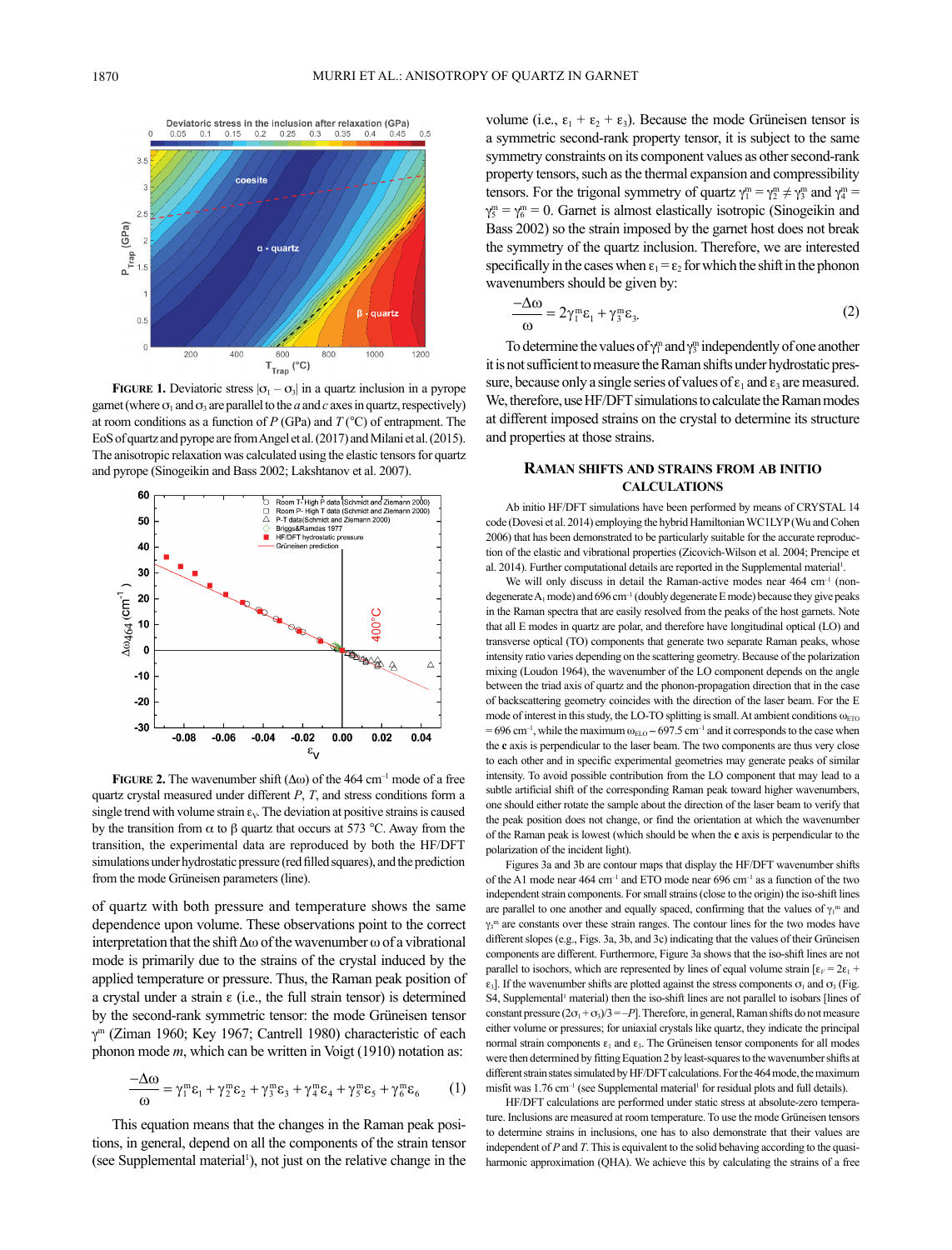**FIGURE 1.** Deviatoric stress $|\sigma_1 - \sigma_3|$ in a quartz inclusion in a pyrope garnet (where $\sigma_1$ and $\sigma_3$ are parallel to the *a* and *c* axes in quartz, respectively) at room conditions as a function of *P* (GPa) and *T* (°C) of entrapment. The EoS of quartz and pyrope are from Angel et al. (2017) and Milani et al. (2015). The anisotropic relaxation was calculated using the elastic tensors for quartz and pyrope (Sinogeikin and Bass 2002; Lakshtanov et al. 2007).

**FIGURE 2.** The wavenumber shift ($\Delta\omega$) of the 464 cm$^{-1}$ mode of a free quartz crystal measured under different *P*, *T*, and stress conditions form a single trend with volume strain $\varepsilon_V$. The deviation at positive strains is caused by the transition from α to β quartz that occurs at 573 °C. Away from the transition, the experimental data are reproduced by both the HF/DFT simulations under hydrostatic pressure (red filled squares), and the prediction from the mode Grüneisen parameters (line).

of quartz with both pressure and temperature shows the same dependence upon volume. These observations point to the correct interpretation that the shift $\Delta\omega$ of the wavenumber $\omega$ of a vibrational mode is primarily due to the strains of the crystal induced by the applied temperature or pressure. Thus, the Raman peak position of a crystal under a strain $\varepsilon$ (i.e., the full strain tensor) is determined by the second-rank symmetric tensor: the mode Grüneisen tensor $\gamma^m$ (Ziman 1960; Key 1967; Cantrell 1980) characteristic of each phonon mode *m*, which can be written in Voigt (1910) notation as:

$$\frac{-\Delta\omega}{\omega} = \gamma_1^m\varepsilon_1 + \gamma_2^m\varepsilon_2 + \gamma_3^m\varepsilon_3 + \gamma_4^m\varepsilon_4 + \gamma_5^m\varepsilon_5 + \gamma_6^m\varepsilon_6 \qquad (1)$$

This equation means that the changes in the Raman peak positions, in general, depend on all the components of the strain tensor (see Supplemental material[1]), not just on the relative change in the volume (i.e., $\varepsilon_1 + \varepsilon_2 + \varepsilon_3$). Because the mode Grüneisen tensor is a symmetric second-rank property tensor, it is subject to the same symmetry constraints on its component values as other second-rank property tensors, such as the thermal expansion and compressibility tensors. For the trigonal symmetry of quartz $\gamma_1^m = \gamma_2^m \neq \gamma_3^m$ and $\gamma_4^m = \gamma_5^m = \gamma_6^m = 0$. Garnet is almost elastically isotropic (Sinogeikin and Bass 2002) so the strain imposed by the garnet host does not break the symmetry of the quartz inclusion. Therefore, we are interested specifically in the cases when $\varepsilon_1 = \varepsilon_2$ for which the shift in the phonon wavenumbers should be given by:

$$\frac{-\Delta\omega}{\omega} = 2\gamma_1^m\varepsilon_1 + \gamma_3^m\varepsilon_3. \qquad (2)$$

To determine the values of $\gamma_1^m$ and $\gamma_3^m$ independently of one another it is not sufficient to measure the Raman shifts under hydrostatic pressure, because only a single series of values of $\varepsilon_1$ and $\varepsilon_3$ are measured. We, therefore, use HF/DFT simulations to calculate the Raman modes at different imposed strains on the crystal to determine its structure and properties at those strains.

## RAMAN SHIFTS AND STRAINS FROM AB INITIO CALCULATIONS

Ab initio HF/DFT simulations have been performed by means of CRYSTAL 14 code (Dovesi et al. 2014) employing the hybrid Hamiltonian WC1LYP (Wu and Cohen 2006) that has been demonstrated to be particularly suitable for the accurate reproduction of the elastic and vibrational properties (Zicovich-Wilson et al. 2004; Prencipe et al. 2014). Further computational details are reported in the Supplemental material[1].

We will only discuss in detail the Raman-active modes near 464 cm$^{-1}$ (non-degenerate $A_1$ mode) and 696 cm$^{-1}$ (doubly degenerate E mode) because they give peaks in the Raman spectra that are easily resolved from the peaks of the host garnets. Note that all E modes in quartz are polar, and therefore have longitudinal optical (LO) and transverse optical (TO) components that generate two separate Raman peaks, whose intensity ratio varies depending on the scattering geometry. Because of the polarization mixing (Loudon 1964), the wavenumber of the LO component depends on the angle between the triad axis of quartz and the phonon-propagation direction that in the case of backscattering geometry coincides with the direction of the laser beam. For the E mode of interest in this study, the LO-TO splitting is small. At ambient conditions $\omega_{ETO}$ = 696 cm$^{-1}$, while the maximum $\omega_{ELO}$ ~ 697.5 cm$^{-1}$ and it corresponds to the case when the **c** axis is perpendicular to the laser beam. The two components are thus very close to each other and in specific experimental geometries may generate peaks of similar intensity. To avoid possible contribution from the LO component that may lead to a subtle artificial shift of the corresponding Raman peak toward higher wavenumbers, one should either rotate the sample about the direction of the laser beam to verify that the peak position does not change, or find the orientation at which the wavenumber of the Raman peak is lowest (which should be when the **c** axis is perpendicular to the polarization of the incident light).

Figures 3a and 3b are contour maps that display the HF/DFT wavenumber shifts of the A1 mode near 464 cm$^{-1}$ and ETO mode near 696 cm$^{-1}$ as a function of the two independent strain components. For small strains (close to the origin) the iso-shift lines are parallel to one another and equally spaced, confirming that the values of $\gamma_1^m$ and $\gamma_3^m$ are constants over these strain ranges. The contour lines for the two modes have different slopes (e.g., Figs. 3a, 3b, and 3c) indicating that the values of their Grüneisen components are different. Furthermore, Figure 3a shows that the iso-shift lines are not parallel to isochors, which are represented by lines of equal volume strain [$\varepsilon_V = 2\varepsilon_1 + \varepsilon_3$]. If the wavenumber shifts are plotted against the stress components $\sigma_1$ and $\sigma_3$ (Fig. S4, Supplemental[1] material) then the iso-shift lines are not parallel to isobars [lines of constant pressure $(2\sigma_1 + \sigma_3)/3 = -P$]. Therefore, in general, Raman shifts do not measure either volume or pressures; for uniaxial crystals like quartz, they indicate the principal normal strain components $\varepsilon_1$ and $\varepsilon_3$. The Grüneisen tensor components for all modes were then determined by fitting Equation 2 by least-squares to the wavenumber shifts at different strain states simulated by HF/DFT calculations. For the 464 mode, the maximum misfit was 1.76 cm$^{-1}$ (see Supplemental material[1] for residual plots and full details).

HF/DFT calculations are performed under static stress at absolute-zero temperature. Inclusions are measured at room temperature. To use the mode Grüneisen tensors to determine strains in inclusions, one has to also demonstrate that their values are independent of *P* and *T*. This is equivalent to the solid behaving according to the quasi-harmonic approximation (QHA). We achieve this by calculating the strains of a free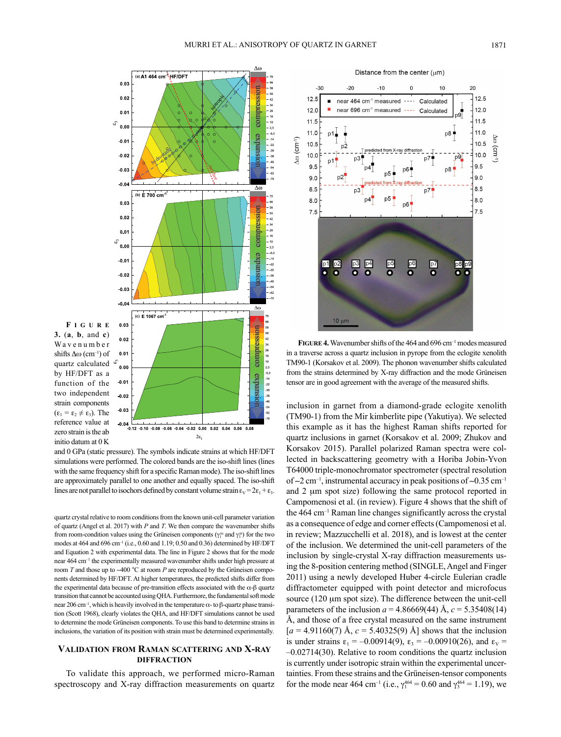**FIGURE 3. (a, b, and c)** Wavenumber shifts $\Delta\omega$ ($cm^{-1}$) of quartz calculated by HF/DFT as a function of the two independent strain components ($\varepsilon_1 = \varepsilon_2 \neq \varepsilon_3$). The reference value at zero strain is the ab initio datum at 0 K and 0 GPa (static pressure). The symbols indicate strains at which HF/DFT simulations were performed. The colored bands are the iso-shift lines (lines with the same frequency shift for a specific Raman mode). The iso-shift lines are approximately parallel to one another and equally spaced. The iso-shift lines are not parallel to isochors defined by constant volume strain $\varepsilon_V = 2\varepsilon_1 + \varepsilon_3$.

quartz crystal relative to room conditions from the known unit-cell parameter variation of quartz (Angel et al. 2017) with $P$ and $T$. We then compare the wavenumber shifts from room-condition values using the Grüneisen components ($\gamma_1^m$ and $\gamma_3^m$) for the two modes at 464 and 696 $cm^{-1}$ (i.e., 0.60 and 1.19; 0.50 and 0.36) determined by HF/DFT and Equation 2 with experimental data. The line in Figure 2 shows that for the mode near 464 $cm^{-1}$ the experimentally measured wavenumber shifts under high pressure at room $T$ and those up to ~400 °C at room $P$ are reproduced by the Grüneisen components determined by HF/DFT. At higher temperatures, the predicted shifts differ from the experimental data because of pre-transition effects associated with the α-β quartz transition that cannot be accounted using QHA. Furthermore, the fundamental soft mode near 206 $cm^{-1}$, which is heavily involved in the temperature α- to β-quartz phase transition (Scott 1968), clearly violates the QHA, and HF/DFT simulations cannot be used to determine the mode Grüneisen components. To use this band to determine strains in inclusions, the variation of its position with strain must be determined experimentally.

## Validation from Raman scattering and X-ray diffraction

To validate this approach, we performed micro-Raman spectroscopy and X-ray diffraction measurements on quartz inclusion in garnet from a diamond-grade eclogite xenolith (TM90-1) from the Mir kimberlite pipe (Yakutiya). We selected this example as it has the highest Raman shifts reported for quartz inclusions in garnet (Korsakov et al. 2009; Zhukov and Korsakov 2015). Parallel polarized Raman spectra were collected in backscattering geometry with a Horiba Jobin-Yvon T64000 triple-monochromator spectrometer (spectral resolution of ~2 $cm^{-1}$, instrumental accuracy in peak positions of ~0.35 $cm^{-1}$ and 2 μm spot size) following the same protocol reported in Campomenosi et al. (in review). Figure 4 shows that the shift of the 464 $cm^{-1}$ Raman line changes significantly across the crystal as a consequence of edge and corner effects (Campomenosi et al. in review; Mazzucchelli et al. 2018), and is lowest at the center of the inclusion. We determined the unit-cell parameters of the inclusion by single-crystal X-ray diffraction measurements using the 8-position centering method (SINGLE, Angel and Finger 2011) using a newly developed Huber 4-circle Eulerian cradle diffractometer equipped with point detector and microfocus source (120 μm spot size). The difference between the unit-cell parameters of the inclusion $a$ = 4.86669(44) Å, $c$ = 5.35408(14) Å, and those of a free crystal measured on the same instrument [$a$ = 4.91160(7) Å, $c$ = 5.40325(9) Å] shows that the inclusion is under strains $\varepsilon_1$ = –0.00914(9), $\varepsilon_3$ = –0.00910(26), and $\varepsilon_V$ = –0.02714(30). Relative to room conditions the quartz inclusion is currently under isotropic strain within the experimental uncertainties. From these strains and the Grüneisen-tensor components for the mode near 464 $cm^{-1}$ (i.e., $\gamma_1^{464}$ = 0.60 and $\gamma_3^{464}$ = 1.19), we

**FIGURE 4.** Wavenumber shifts of the 464 and 696 $cm^{-1}$ modes measured in a traverse across a quartz inclusion in pyrope from the eclogite xenolith TM90-1 (Korsakov et al. 2009). The phonon wavenumber shifts calculated from the strains determined by X-ray diffraction and the mode Grüneisen tensor are in good agreement with the average of the measured shifts.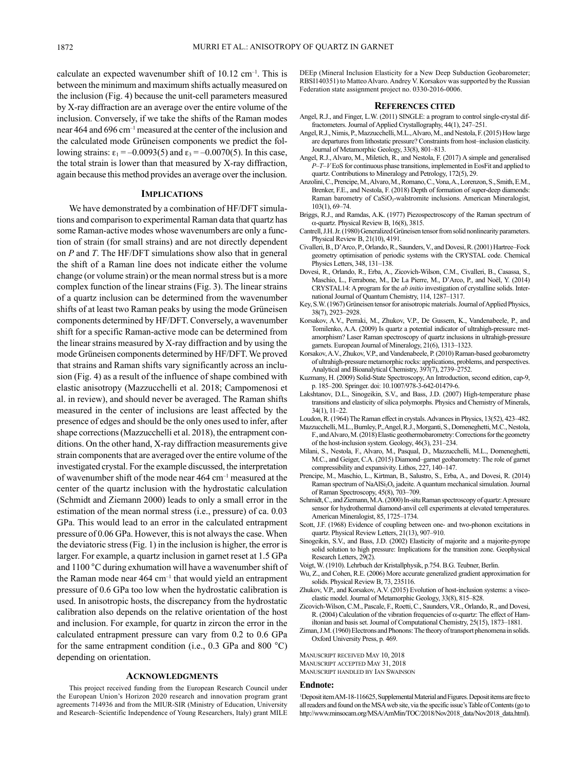calculate an expected wavenumber shift of 10.12 cm$^{-1}$. This is between the minimum and maximum shifts actually measured on the inclusion (Fig. 4) because the unit-cell parameters measured by X-ray diffraction are an average over the entire volume of the inclusion. Conversely, if we take the shifts of the Raman modes near 464 and 696 cm$^{-1}$ measured at the center of the inclusion and the calculated mode Grüneisen components we predict the following strains: $\varepsilon_1 = -0.0093(5)$ and $\varepsilon_3 = -0.0070(5)$. In this case, the total strain is lower than that measured by X-ray diffraction, again because this method provides an average over the inclusion.

## Implications

We have demonstrated by a combination of HF/DFT simulations and comparison to experimental Raman data that quartz has some Raman-active modes whose wavenumbers are only a function of strain (for small strains) and are not directly dependent on $P$ and $T$. The HF/DFT simulations show also that in general the shift of a Raman line does not indicate either the volume change (or volume strain) or the mean normal stress but is a more complex function of the linear strains (Fig. 3). The linear strains of a quartz inclusion can be determined from the wavenumber shifts of at least two Raman peaks by using the mode Grüneisen components determined by HF/DFT. Conversely, a wavenumber shift for a specific Raman-active mode can be determined from the linear strains measured by X-ray diffraction and by using the mode Grüneisen components determined by HF/DFT. We proved that strains and Raman shifts vary significantly across an inclusion (Fig. 4) as a result of the influence of shape combined with elastic anisotropy (Mazzucchelli et al. 2018; Campomenosi et al. in review), and should never be averaged. The Raman shifts measured in the center of inclusions are least affected by the presence of edges and should be the only ones used to infer, after shape corrections (Mazzucchelli et al. 2018), the entrapment conditions. On the other hand, X-ray diffraction measurements give strain components that are averaged over the entire volume of the investigated crystal. For the example discussed, the interpretation of wavenumber shift of the mode near 464 cm$^{-1}$ measured at the center of the quartz inclusion with the hydrostatic calculation (Schmidt and Ziemann 2000) leads to only a small error in the estimation of the mean normal stress (i.e., pressure) of ca. 0.03 GPa. This would lead to an error in the calculated entrapment pressure of 0.06 GPa. However, this is not always the case. When the deviatoric stress (Fig. 1) in the inclusion is higher, the error is larger. For example, a quartz inclusion in garnet reset at 1.5 GPa and 1100 °C during exhumation will have a wavenumber shift of the Raman mode near 464 cm$^{-1}$ that would yield an entrapment pressure of 0.6 GPa too low when the hydrostatic calibration is used. In anisotropic hosts, the discrepancy from the hydrostatic calibration also depends on the relative orientation of the host and inclusion. For example, for quartz in zircon the error in the calculated entrapment pressure can vary from 0.2 to 0.6 GPa for the same entrapment condition (i.e., 0.3 GPa and 800 °C) depending on orientation.

## Acknowledgments

This project received funding from the European Research Council under the European Union's Horizon 2020 research and innovation program grant agreements 714936 and from the MIUR-SIR (Ministry of Education, University and Research–Scientific Independence of Young Researchers, Italy) grant MILE DEEp (Mineral Inclusion Elasticity for a New Deep Subduction Geobarometer; RBSI140351) to Matteo Alvaro. Andrey V. Korsakov was supported by the Russian Federation state assignment project no. 0330-2016-0006.

## References cited

Angel, R.J., and Finger, L.W. (2011) SINGLE: a program to control single-crystal diffractometers. Journal of Applied Crystallography, 44(1), 247–251.

Angel, R.J., Nimis, P., Mazzucchelli, M.L., Alvaro, M., and Nestola, F. (2015) How large are departures from lithostatic pressure? Constraints from host–inclusion elasticity. Journal of Metamorphic Geology, 33(8), 801–813.

Angel, R.J., Alvaro, M., Miletich, R., and Nestola, F. (2017) A simple and generalised *P–T–V* EoS for continuous phase transitions, implemented in EosFit and applied to quartz. Contributions to Mineralogy and Petrology, 172(5), 29.

Anzolini, C., Prencipe, M., Alvaro, M., Romano, C., Vona, A., Lorenzon, S., Smith, E.M., Brenker, F.E., and Nestola, F. (2018) Depth of formation of super-deep diamonds: Raman barometry of $CaSiO_3$-walstromite inclusions. American Mineralogist, 103(1), 69–74.

Briggs, R.J., and Ramdas, A.K. (1977) Piezospectroscopy of the Raman spectrum of α-quartz. Physical Review B, 16(8), 3815.

Cantrell, J.H. Jr. (1980) Generalized Grüneisen tensor from solid nonlinearity parameters. Physical Review B, 21(10), 4191.

Civalleri, B., D'Arco, P., Orlando, R., Saunders, V., and Dovesi, R. (2001) Hartree–Fock geometry optimisation of periodic systems with the CRYSTAL code. Chemical Physics Letters, 348, 131–138.

Dovesi, R., Orlando, R., Erba, A., Zicovich-Wilson, C.M., Civalleri, B., Casassa, S., Maschio, L., Ferrabone, M., De La Pierre, M., D'Arco, P., and Noël, Y. (2014) CRYSTAL14: A program for the *ab initio* investigation of crystalline solids. International Journal of Quantum Chemistry, 114, 1287–1317.

Key, S.W. (1967) Grüneisen tensor for anisotropic materials. Journal of Applied Physics, 38(7), 2923–2928.

Korsakov, A.V., Perraki, M., Zhukov, V.P., De Gussem, K., Vandenabeele, P., and Tomilenko, A.A. (2009) Is quartz a potential indicator of ultrahigh-pressure metamorphism? Laser Raman spectroscopy of quartz inclusions in ultrahigh-pressure garnets. European Journal of Mineralogy, 21(6), 1313–1323.

Korsakov, A.V., Zhukov, V.P., and Vandenabeele, P. (2010) Raman-based geobarometry of ultrahigh-pressure metamorphic rocks: applications, problems, and perspectives. Analytical and Bioanalytical Chemistry, 397(7), 2739–2752.

Kuzmany, H. (2009) Solid-State Spectroscopy, An Introduction, second edition, cap-9, p. 185–200. Springer. doi: 10.1007/978-3-642-01479-6.

Lakshtanov, D.L., Sinogeikin, S.V., and Bass, J.D. (2007) High-temperature phase transitions and elasticity of silica polymorphs. Physics and Chemistry of Minerals, 34(1), 11–22.

Loudon, R. (1964) The Raman effect in crystals. Advances in Physics, 13(52), 423–482.

Mazzucchelli, M.L., Burnley, P., Angel, R.J., Morganti, S., Domeneghetti, M.C., Nestola, F., and Alvaro, M. (2018) Elastic geothermobarometry: Corrections for the geometry of the host-inclusion system. Geology, 46(3), 231–234.

Milani, S., Nestola, F., Alvaro, M., Pasqual, D., Mazzucchelli, M.L., Domeneghetti, M.C., and Geiger, C.A. (2015) Diamond–garnet geobarometry: The role of garnet compressibility and expansivity. Lithos, 227, 140–147.

Prencipe, M., Maschio, L., Kirtman, B., Salustro, S., Erba, A., and Dovesi, R. (2014) Raman spectrum of $NaAlSi_2O_6$ jadeite. A quantum mechanical simulation. Journal of Raman Spectroscopy, 45(8), 703–709.

Schmidt, C., and Ziemann, M.A. (2000) In-situ Raman spectroscopy of quartz: A pressure sensor for hydrothermal diamond-anvil cell experiments at elevated temperatures. American Mineralogist, 85, 1725–1734.

Scott, J.F. (1968) Evidence of coupling between one- and two-phonon excitations in quartz. Physical Review Letters, 21(13), 907–910.

Sinogeikin, S.V., and Bass, J.D. (2002) Elasticity of majorite and a majorite-pyrope solid solution to high pressure: Implications for the transition zone. Geophysical Research Letters, 29(2).

Voigt, W. (1910). Lehrbuch der Kristallphysik, p.754. B.G. Teubner, Berlin.

Wu, Z., and Cohen, R.E. (2006) More accurate generalized gradient approximation for solids. Physical Review B, 73, 235116.

Zhukov, V.P., and Korsakov, A.V. (2015) Evolution of host-inclusion systems: a visco-elastic model. Journal of Metamorphic Geology, 33(8), 815–828.

Zicovich-Wilson, C.M., Pascale, F., Roetti, C., Saunders, V.R., Orlando, R., and Dovesi, R. (2004) Calculation of the vibration frequencies of α-quartz: The effect of Hamiltonian and basis set. Journal of Computational Chemistry, 25(15), 1873–1881.

Ziman, J.M. (1960) Electrons and Phonons: The theory of transport phenomena in solids. Oxford University Press, p. 469.

Manuscript received May 10, 2018
Manuscript accepted May 31, 2018
Manuscript handled by Ian Swainson

## Endnote:

[1] Deposit item AM-18-116625, Supplemental Material and Figures. Deposit items are free to all readers and found on the MSA web site, via the specific issue's Table of Contents (go to http://www.minsocam.org/MSA/AmMin/TOC/2018/Nov2018_data/Nov2018_data.html).